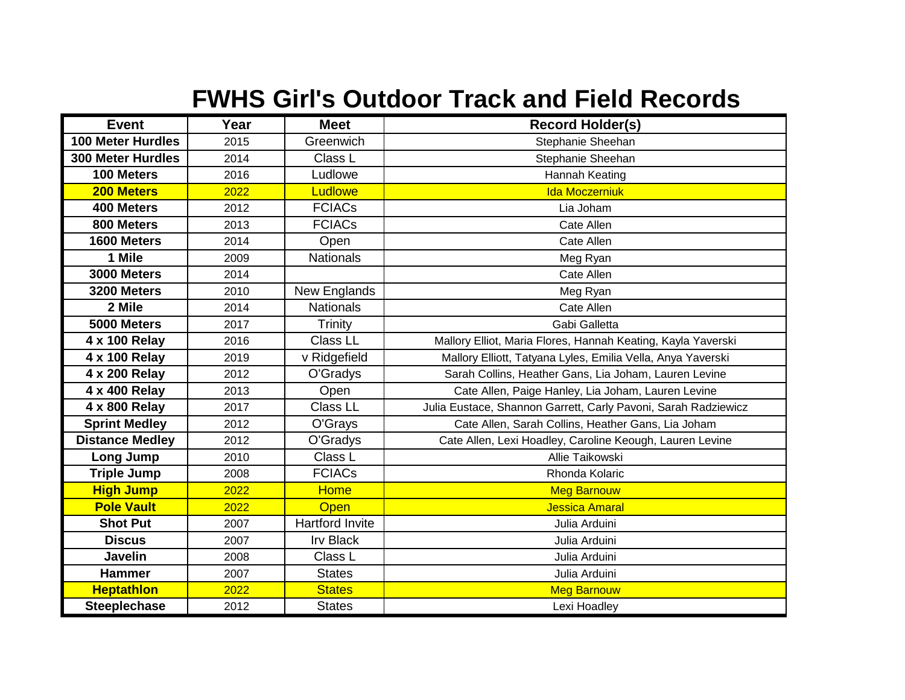# FWHS Girl's Outdoor Track and Field Records

| Event | Year | Meet | Record Holder(s) |
|---|---|---|---|
| **100 Meter Hurdles** | 2015 | Greenwich | Stephanie Sheehan |
| **300 Meter Hurdles** | 2014 | Class L | Stephanie Sheehan |
| **100 Meters** | 2016 | Ludlowe | Hannah Keating |
| **200 Meters** | 2022 | Ludlowe | Ida Moczerniuk |
| **400 Meters** | 2012 | FCIACs | Lia Joham |
| **800 Meters** | 2013 | FCIACs | Cate Allen |
| **1600 Meters** | 2014 | Open | Cate Allen |
| **1 Mile** | 2009 | Nationals | Meg Ryan |
| **3000 Meters** | 2014 | | Cate Allen |
| **3200 Meters** | 2010 | New Englands | Meg Ryan |
| **2 Mile** | 2014 | Nationals | Cate Allen |
| **5000 Meters** | 2017 | Trinity | Gabi Galletta |
| **4 x 100 Relay** | 2016 | Class LL | Mallory Elliot, Maria Flores, Hannah Keating, Kayla Yaverski |
| **4 x 100 Relay** | 2019 | v Ridgefield | Mallory Elliott, Tatyana Lyles, Emilia Vella, Anya Yaverski |
| **4 x 200 Relay** | 2012 | O'Gradys | Sarah Collins, Heather Gans, Lia Joham, Lauren Levine |
| **4 x 400 Relay** | 2013 | Open | Cate Allen, Paige Hanley, Lia Joham, Lauren Levine |
| **4 x 800 Relay** | 2017 | Class LL | Julia Eustace, Shannon Garrett, Carly Pavoni, Sarah Radziewicz |
| **Sprint Medley** | 2012 | O'Grays | Cate Allen, Sarah Collins, Heather Gans, Lia Joham |
| **Distance Medley** | 2012 | O'Gradys | Cate Allen, Lexi Hoadley, Caroline Keough, Lauren Levine |
| **Long Jump** | 2010 | Class L | Allie Taikowski |
| **Triple Jump** | 2008 | FCIACs | Rhonda Kolaric |
| **High Jump** | 2022 | Home | Meg Barnouw |
| **Pole Vault** | 2022 | Open | Jessica Amaral |
| **Shot Put** | 2007 | Hartford Invite | Julia Arduini |
| **Discus** | 2007 | Irv Black | Julia Arduini |
| **Javelin** | 2008 | Class L | Julia Arduini |
| **Hammer** | 2007 | States | Julia Arduini |
| **Heptathlon** | 2022 | States | Meg Barnouw |
| **Steeplechase** | 2012 | States | Lexi Hoadley |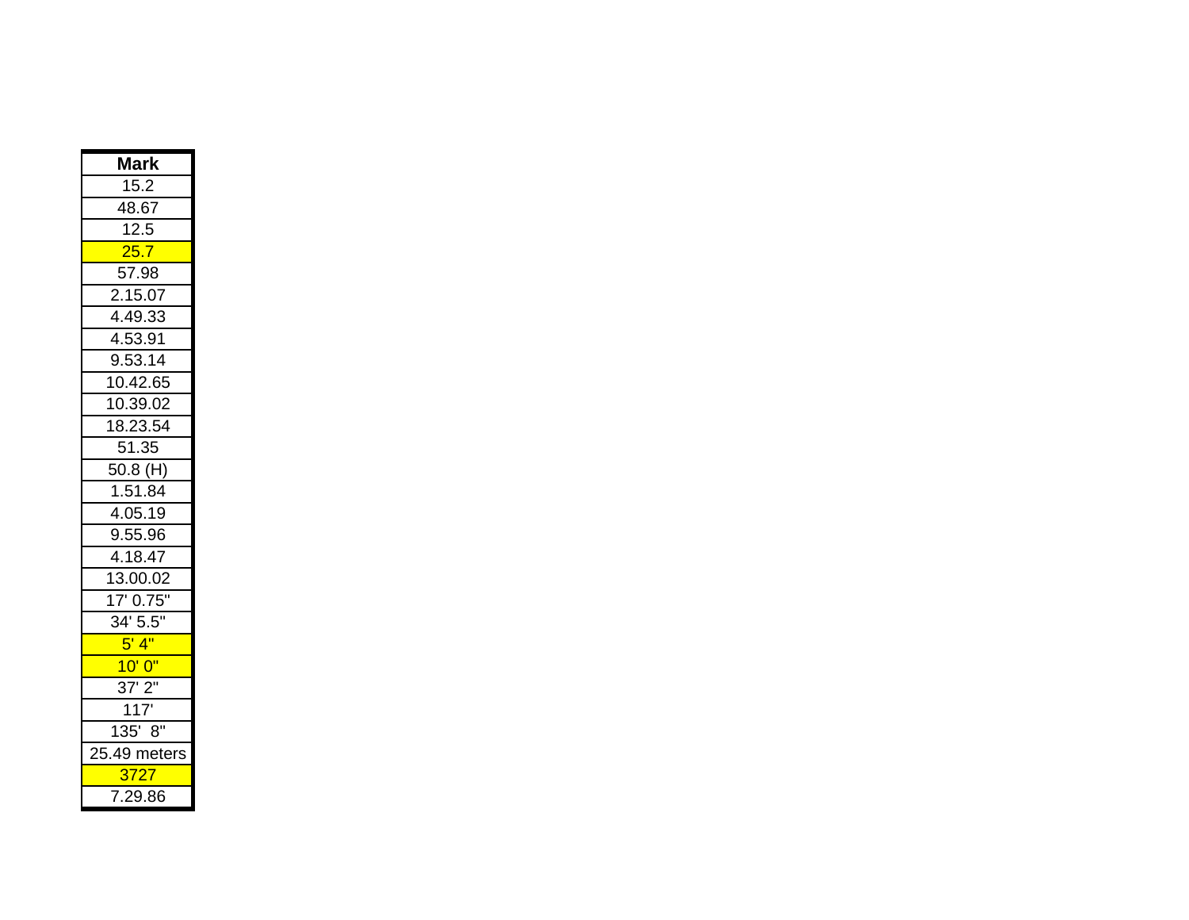| Mark |
| --- |
| 15.2 |
| 48.67 |
| 12.5 |
| 25.7 |
| 57.98 |
| 2.15.07 |
| 4.49.33 |
| 4.53.91 |
| 9.53.14 |
| 10.42.65 |
| 10.39.02 |
| 18.23.54 |
| 51.35 |
| 50.8 (H) |
| 1.51.84 |
| 4.05.19 |
| 9.55.96 |
| 4.18.47 |
| 13.00.02 |
| 17' 0.75" |
| 34' 5.5" |
| 5' 4" |
| 10' 0" |
| 37' 2" |
| 117' |
| 135' 8" |
| 25.49 meters |
| 3727 |
| 7.29.86 |